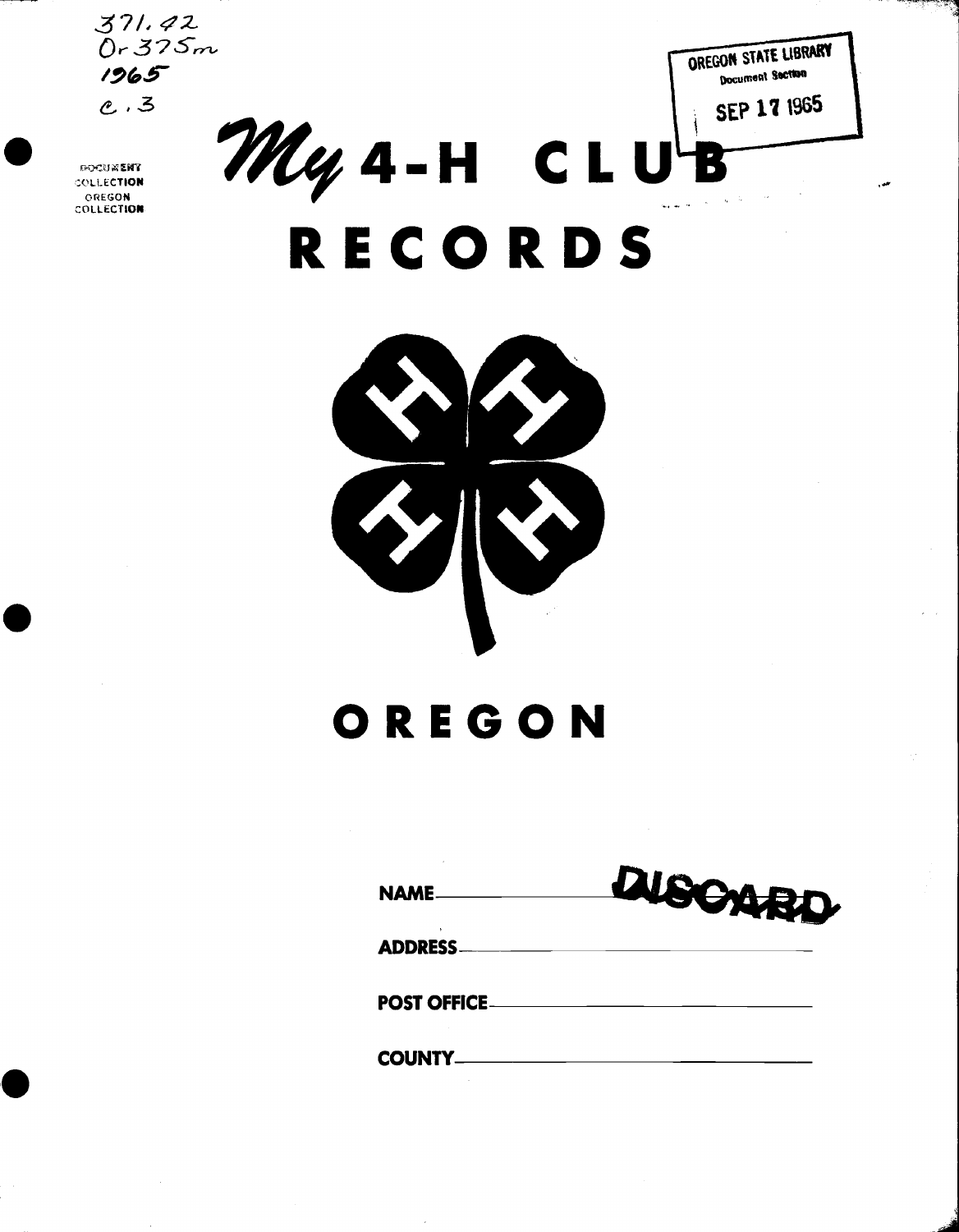371.42
Or375m
1965
c.3

DOCUMENT COLLECTION
OREGON COLLECTION

OREGON STATE LIBRARY
Document Section
SEP 17 1965

# *My* 4-H CLUB RECORDS

# OREGON

NAME DISCARD

ADDRESS

POST OFFICE

COUNTY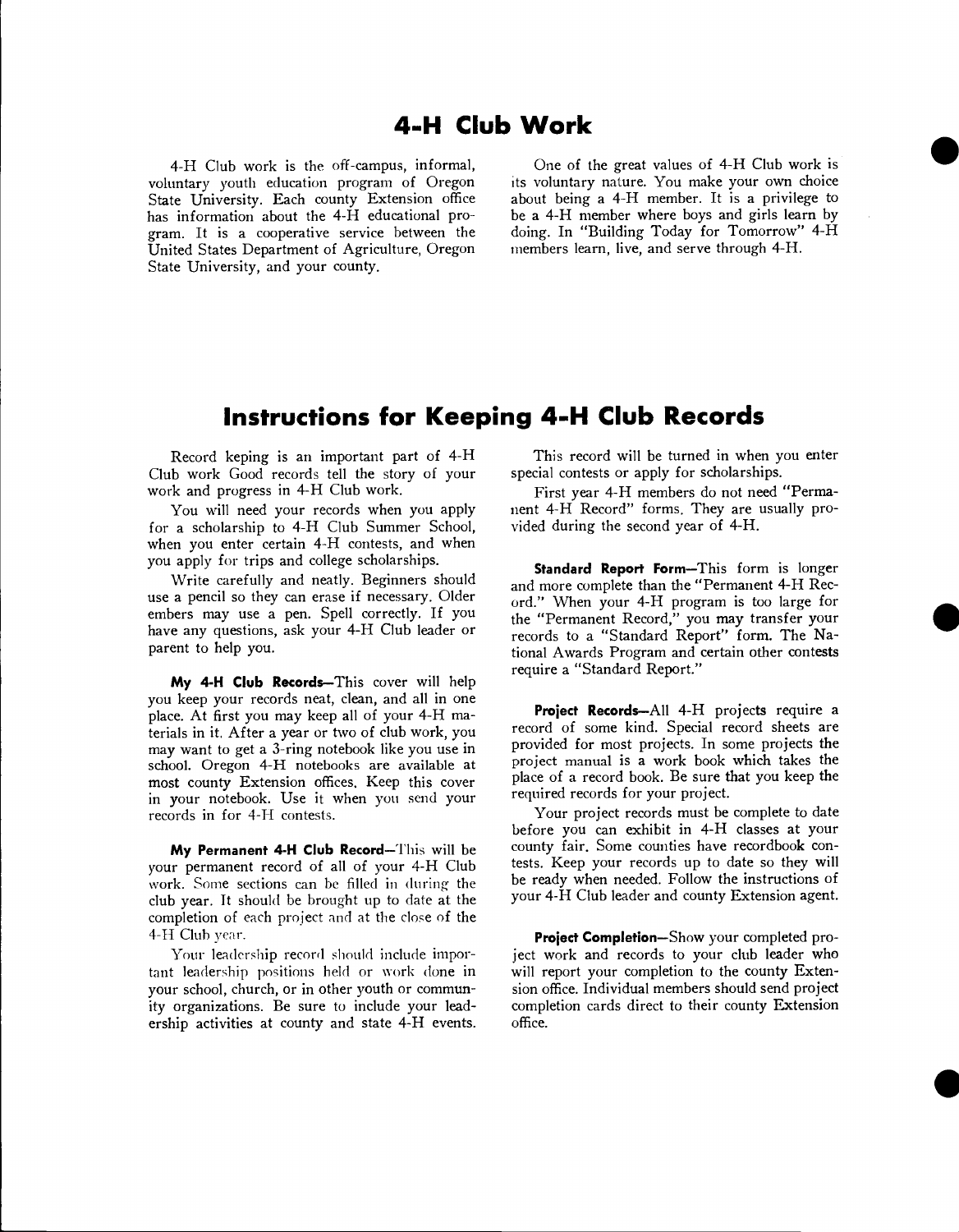# 4-H Club Work

4-H Club work is the off-campus, informal, voluntary youth education program of Oregon State University. Each county Extension office has information about the 4-H educational program. It is a cooperative service between the United States Department of Agriculture, Oregon State University, and your county.

One of the great values of 4-H Club work is its voluntary nature. You make your own choice about being a 4-H member. It is a privilege to be a 4-H member where boys and girls learn by doing. In "Building Today for Tomorrow" 4-H members learn, live, and serve through 4-H.

# Instructions for Keeping 4-H Club Records

Record keping is an important part of 4-H Club work Good records tell the story of your work and progress in 4-H Club work.

You will need your records when you apply for a scholarship to 4-H Club Summer School, when you enter certain 4-H contests, and when you apply for trips and college scholarships.

Write carefully and neatly. Beginners should use a pencil so they can erase if necessary. Older embers may use a pen. Spell correctly. If you have any questions, ask your 4-H Club leader or parent to help you.

**My 4-H Club Records**—This cover will help you keep your records neat, clean, and all in one place. At first you may keep all of your 4-H materials in it. After a year or two of club work, you may want to get a 3-ring notebook like you use in school. Oregon 4-H notebooks are available at most county Extension offices. Keep this cover in your notebook. Use it when you send your records in for 4-H contests.

**My Permanent 4-H Club Record**—This will be your permanent record of all of your 4-H Club work. Some sections can be filled in during the club year. It should be brought up to date at the completion of each project and at the close of the 4-H Club year.

Your leadership record should include important leadership positions held or work done in your school, church, or in other youth or community organizations. Be sure to include your leadership activities at county and state 4-H events.

This record will be turned in when you enter special contests or apply for scholarships.

First year 4-H members do not need "Permanent 4-H Record" forms. They are usually provided during the second year of 4-H.

**Standard Report Form**—This form is longer and more complete than the "Permanent 4-H Record." When your 4-H program is too large for the "Permanent Record," you may transfer your records to a "Standard Report" form. The National Awards Program and certain other contests require a "Standard Report."

**Project Records**—All 4-H projects require a record of some kind. Special record sheets are provided for most projects. In some projects the project manual is a work book which takes the place of a record book. Be sure that you keep the required records for your project.

Your project records must be complete to date before you can exhibit in 4-H classes at your county fair. Some counties have recordbook contests. Keep your records up to date so they will be ready when needed. Follow the instructions of your 4-H Club leader and county Extension agent.

**Project Completion**—Show your completed project work and records to your club leader who will report your completion to the county Extension office. Individual members should send project completion cards direct to their county Extension office.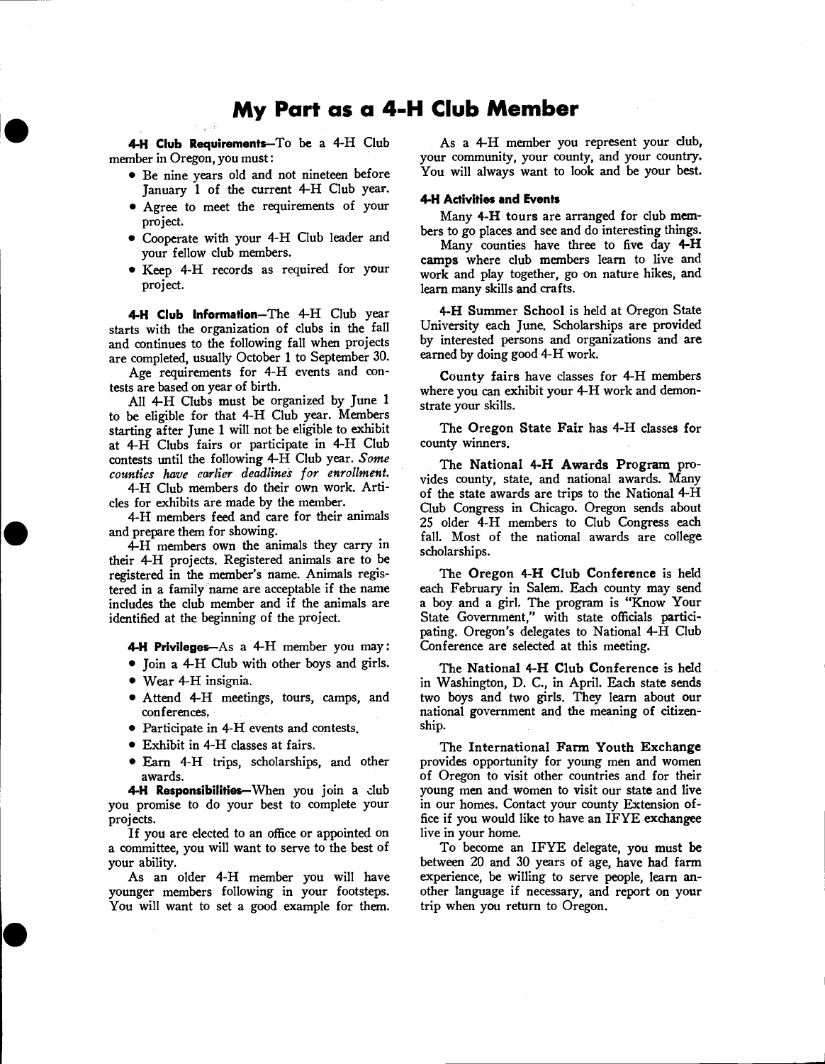# My Part as a 4-H Club Member

**4-H Club Requirements**—To be a 4-H Club member in Oregon, you must:

- Be nine years old and not nineteen before January 1 of the current 4-H Club year.
- Agree to meet the requirements of your project.
- Cooperate with your 4-H Club leader and your fellow club members.
- Keep 4-H records as required for your project.

**4-H Club Information**—The 4-H Club year starts with the organization of clubs in the fall and continues to the following fall when projects are completed, usually October 1 to September 30.

Age requirements for 4-H events and contests are based on year of birth.

All 4-H Clubs must be organized by June 1 to be eligible for that 4-H Club year. Members starting after June 1 will not be eligible to exhibit at 4-H Clubs fairs or participate in 4-H Club contests until the following 4-H Club year. *Some counties have earlier deadlines for enrollment.*

4-H Club members do their own work. Articles for exhibits are made by the member.

4-H members feed and care for their animals and prepare them for showing.

4-H members own the animals they carry in their 4-H projects. Registered animals are to be registered in the member's name. Animals registered in a family name are acceptable if the name includes the club member and if the animals are identified at the beginning of the project.

**4-H Privileges**—As a 4-H member you may:

- Join a 4-H Club with other boys and girls.
- Wear 4-H insignia.
- Attend 4-H meetings, tours, camps, and conferences.
- Participate in 4-H events and contests.
- Exhibit in 4-H classes at fairs.
- Earn 4-H trips, scholarships, and other awards.

**4-H Responsibilities**—When you join a club you promise to do your best to complete your projects.

If you are elected to an office or appointed on a committee, you will want to serve to the best of your ability.

As an older 4-H member you will have younger members following in your footsteps. You will want to set a good example for them.

As a 4-H member you represent your club, your community, your county, and your country. You will always want to look and be your best.

**4-H Activities and Events**

Many **4-H tours** are arranged for club members to go places and see and do interesting things.

Many counties have three to five day **4-H camps** where club members learn to live and work and play together, go on nature hikes, and learn many skills and crafts.

**4-H Summer School** is held at Oregon State University each June. Scholarships are provided by interested persons and organizations and are earned by doing good 4-H work.

**County fairs** have classes for 4-H members where you can exhibit your 4-H work and demonstrate your skills.

The **Oregon State Fair** has 4-H classes for county winners.

The **National 4-H Awards Program** provides county, state, and national awards. Many of the state awards are trips to the National 4-H Club Congress in Chicago. Oregon sends about 25 older 4-H members to Club Congress each fall. Most of the national awards are college scholarships.

The **Oregon 4-H Club Conference** is held each February in Salem. Each county may send a boy and a girl. The program is "Know Your State Government," with state officials participating. Oregon's delegates to National 4-H Club Conference are selected at this meeting.

The **National 4-H Club Conference** is held in Washington, D. C., in April. Each state sends two boys and two girls. They learn about our national government and the meaning of citizenship.

The **International Farm Youth Exchange** provides opportunity for young men and women of Oregon to visit other countries and for their young men and women to visit our state and live in our homes. Contact your county Extension office if you would like to have an IFYE exchangee live in your home.

To become an IFYE delegate, you must be between 20 and 30 years of age, have had farm experience, be willing to serve people, learn another language if necessary, and report on your trip when you return to Oregon.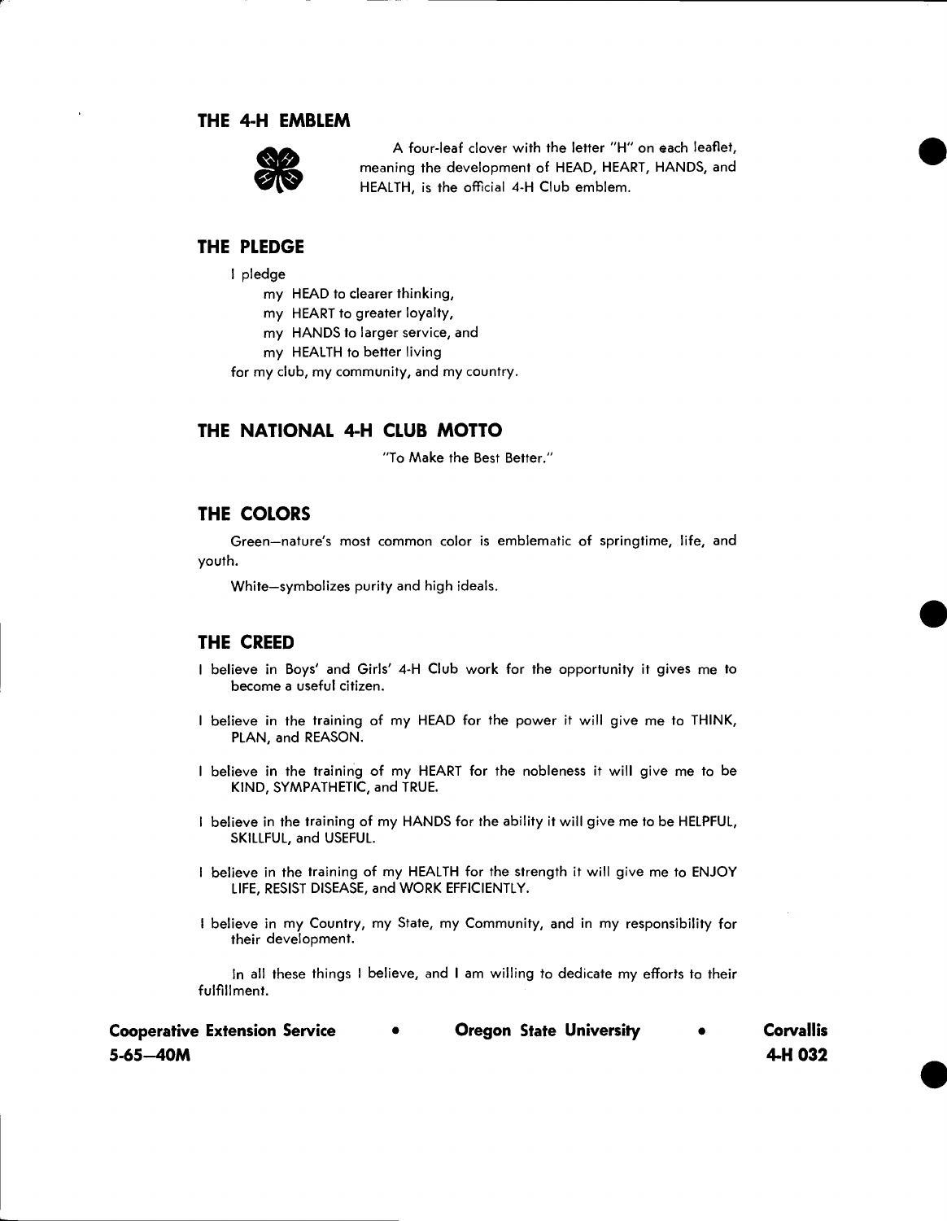## THE 4-H EMBLEM

A four-leaf clover with the letter "H" on each leaflet, meaning the development of HEAD, HEART, HANDS, and HEALTH, is the official 4-H Club emblem.

## THE PLEDGE

I pledge
my HEAD to clearer thinking,
my HEART to greater loyalty,
my HANDS to larger service, and
my HEALTH to better living
for my club, my community, and my country.

## THE NATIONAL 4-H CLUB MOTTO

"To Make the Best Better."

## THE COLORS

Green—nature's most common color is emblematic of springtime, life, and youth.

White—symbolizes purity and high ideals.

## THE CREED

I believe in Boys' and Girls' 4-H Club work for the opportunity it gives me to become a useful citizen.

I believe in the training of my HEAD for the power it will give me to THINK, PLAN, and REASON.

I believe in the training of my HEART for the nobleness it will give me to be KIND, SYMPATHETIC, and TRUE.

I believe in the training of my HANDS for the ability it will give me to be HELPFUL, SKILLFUL, and USEFUL.

I believe in the training of my HEALTH for the strength it will give me to ENJOY LIFE, RESIST DISEASE, and WORK EFFICIENTLY.

I believe in my Country, my State, my Community, and in my responsibility for their development.

In all these things I believe, and I am willing to dedicate my efforts to their fulfillment.

**Cooperative Extension Service • Oregon State University • Corvallis**

**5-65—40M**

**4-H 032**